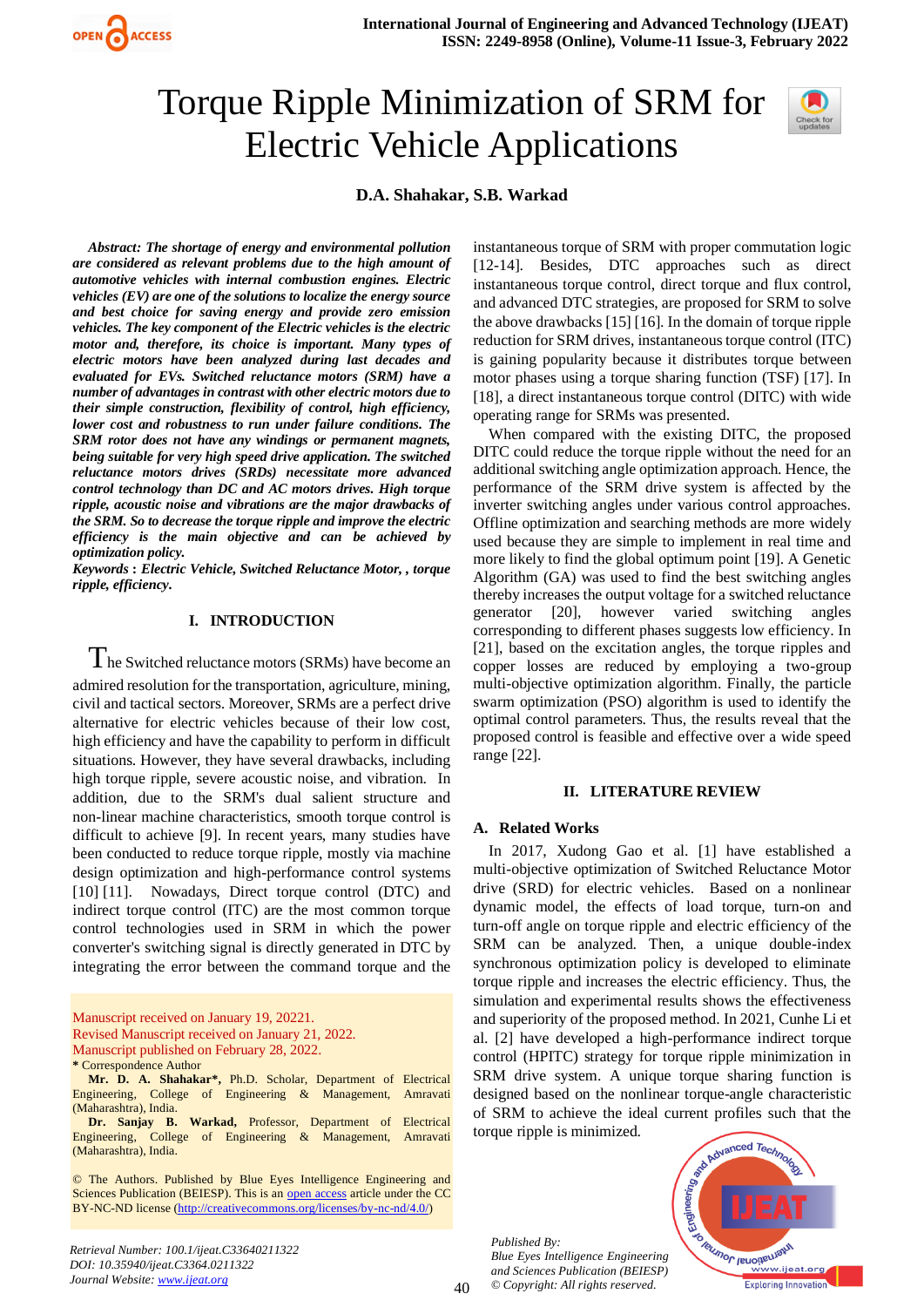# Torque Ripple Minimization of SRM for Electric Vehicle Applications

**D.A. Shahakar, S.B. Warkad**

***Abstract: The shortage of energy and environmental pollution are considered as relevant problems due to the high amount of automotive vehicles with internal combustion engines. Electric vehicles (EV) are one of the solutions to localize the energy source and best choice for saving energy and provide zero emission vehicles. The key component of the Electric vehicles is the electric motor and, therefore, its choice is important. Many types of electric motors have been analyzed during last decades and evaluated for EVs. Switched reluctance motors (SRM) have a number of advantages in contrast with other electric motors due to their simple construction, flexibility of control, high efficiency, lower cost and robustness to run under failure conditions. The SRM rotor does not have any windings or permanent magnets, being suitable for very high speed drive application. The switched reluctance motors drives (SRDs) necessitate more advanced control technology than DC and AC motors drives. High torque ripple, acoustic noise and vibrations are the major drawbacks of the SRM. So to decrease the torque ripple and improve the electric efficiency is the main objective and can be achieved by optimization policy.***

***Keywords : Electric Vehicle, Switched Reluctance Motor, , torque ripple, efficiency.***

## I. INTRODUCTION

The Switched reluctance motors (SRMs) have become an admired resolution for the transportation, agriculture, mining, civil and tactical sectors. Moreover, SRMs are a perfect drive alternative for electric vehicles because of their low cost, high efficiency and have the capability to perform in difficult situations. However, they have several drawbacks, including high torque ripple, severe acoustic noise, and vibration. In addition, due to the SRM's dual salient structure and non-linear machine characteristics, smooth torque control is difficult to achieve [9]. In recent years, many studies have been conducted to reduce torque ripple, mostly via machine design optimization and high-performance control systems [10] [11]. Nowadays, Direct torque control (DTC) and indirect torque control (ITC) are the most common torque control technologies used in SRM in which the power converter's switching signal is directly generated in DTC by integrating the error between the command torque and the instantaneous torque of SRM with proper commutation logic [12-14]. Besides, DTC approaches such as direct instantaneous torque control, direct torque and flux control, and advanced DTC strategies, are proposed for SRM to solve the above drawbacks [15] [16]. In the domain of torque ripple reduction for SRM drives, instantaneous torque control (ITC) is gaining popularity because it distributes torque between motor phases using a torque sharing function (TSF) [17]. In [18], a direct instantaneous torque control (DITC) with wide operating range for SRMs was presented.

When compared with the existing DITC, the proposed DITC could reduce the torque ripple without the need for an additional switching angle optimization approach. Hence, the performance of the SRM drive system is affected by the inverter switching angles under various control approaches. Offline optimization and searching methods are more widely used because they are simple to implement in real time and more likely to find the global optimum point [19]. A Genetic Algorithm (GA) was used to find the best switching angles thereby increases the output voltage for a switched reluctance generator [20], however varied switching angles corresponding to different phases suggests low efficiency. In [21], based on the excitation angles, the torque ripples and copper losses are reduced by employing a two-group multi-objective optimization algorithm. Finally, the particle swarm optimization (PSO) algorithm is used to identify the optimal control parameters. Thus, the results reveal that the proposed control is feasible and effective over a wide speed range [22].

## II. LITERATURE REVIEW

### A. Related Works

In 2017, Xudong Gao et al. [1] have established a multi-objective optimization of Switched Reluctance Motor drive (SRD) for electric vehicles. Based on a nonlinear dynamic model, the effects of load torque, turn-on and turn-off angle on torque ripple and electric efficiency of the SRM can be analyzed. Then, a unique double-index synchronous optimization policy is developed to eliminate torque ripple and increases the electric efficiency. Thus, the simulation and experimental results shows the effectiveness and superiority of the proposed method. In 2021, Cunhe Li et al. [2] have developed a high-performance indirect torque control (HPITC) strategy for torque ripple minimization in SRM drive system. A unique torque sharing function is designed based on the nonlinear torque-angle characteristic of SRM to achieve the ideal current profiles such that the torque ripple is minimized.

Manuscript received on January 19, 20221.
Revised Manuscript received on January 21, 2022.
Manuscript published on February 28, 2022.
\* Correspondence Author

**Mr. D. A. Shahakar\***, Ph.D. Scholar, Department of Electrical Engineering, College of Engineering & Management, Amravati (Maharashtra), India.

**Dr. Sanjay B. Warkad,** Professor, Department of Electrical Engineering, College of Engineering & Management, Amravati (Maharashtra), India.

© The Authors. Published by Blue Eyes Intelligence Engineering and Sciences Publication (BEIESP). This is an open access article under the CC BY-NC-ND license (http://creativecommons.org/licenses/by-nc-nd/4.0/)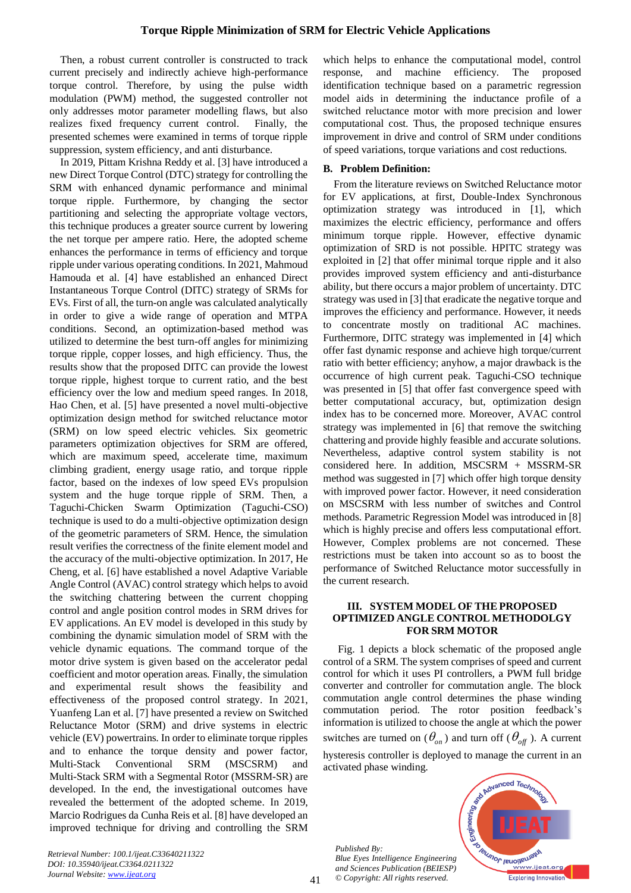Then, a robust current controller is constructed to track current precisely and indirectly achieve high-performance torque control. Therefore, by using the pulse width modulation (PWM) method, the suggested controller not only addresses motor parameter modelling flaws, but also realizes fixed frequency current control. Finally, the presented schemes were examined in terms of torque ripple suppression, system efficiency, and anti disturbance.

In 2019, Pittam Krishna Reddy et al. [3] have introduced a new Direct Torque Control (DTC) strategy for controlling the SRM with enhanced dynamic performance and minimal torque ripple. Furthermore, by changing the sector partitioning and selecting the appropriate voltage vectors, this technique produces a greater source current by lowering the net torque per ampere ratio. Here, the adopted scheme enhances the performance in terms of efficiency and torque ripple under various operating conditions. In 2021, Mahmoud Hamouda et al. [4] have established an enhanced Direct Instantaneous Torque Control (DITC) strategy of SRMs for EVs. First of all, the turn-on angle was calculated analytically in order to give a wide range of operation and MTPA conditions. Second, an optimization-based method was utilized to determine the best turn-off angles for minimizing torque ripple, copper losses, and high efficiency. Thus, the results show that the proposed DITC can provide the lowest torque ripple, highest torque to current ratio, and the best efficiency over the low and medium speed ranges. In 2018, Hao Chen, et al. [5] have presented a novel multi-objective optimization design method for switched reluctance motor (SRM) on low speed electric vehicles. Six geometric parameters optimization objectives for SRM are offered, which are maximum speed, accelerate time, maximum climbing gradient, energy usage ratio, and torque ripple factor, based on the indexes of low speed EVs propulsion system and the huge torque ripple of SRM. Then, a Taguchi-Chicken Swarm Optimization (Taguchi-CSO) technique is used to do a multi-objective optimization design of the geometric parameters of SRM. Hence, the simulation result verifies the correctness of the finite element model and the accuracy of the multi-objective optimization. In 2017, He Cheng, et al. [6] have established a novel Adaptive Variable Angle Control (AVAC) control strategy which helps to avoid the switching chattering between the current chopping control and angle position control modes in SRM drives for EV applications. An EV model is developed in this study by combining the dynamic simulation model of SRM with the vehicle dynamic equations. The command torque of the motor drive system is given based on the accelerator pedal coefficient and motor operation areas. Finally, the simulation and experimental result shows the feasibility and effectiveness of the proposed control strategy. In 2021, Yuanfeng Lan et al. [7] have presented a review on Switched Reluctance Motor (SRM) and drive systems in electric vehicle (EV) powertrains. In order to eliminate torque ripples and to enhance the torque density and power factor, Multi-Stack Conventional SRM (MSCSRM) and Multi-Stack SRM with a Segmental Rotor (MSSRM-SR) are developed. In the end, the investigational outcomes have revealed the betterment of the adopted scheme. In 2019, Marcio Rodrigues da Cunha Reis et al. [8] have developed an improved technique for driving and controlling the SRM which helps to enhance the computational model, control response, and machine efficiency. The proposed identification technique based on a parametric regression model aids in determining the inductance profile of a switched reluctance motor with more precision and lower computational cost. Thus, the proposed technique ensures improvement in drive and control of SRM under conditions of speed variations, torque variations and cost reductions.

### B. Problem Definition:

From the literature reviews on Switched Reluctance motor for EV applications, at first, Double-Index Synchronous optimization strategy was introduced in [1], which maximizes the electric efficiency, performance and offers minimum torque ripple. However, effective dynamic optimization of SRD is not possible. HPITC strategy was exploited in [2] that offer minimal torque ripple and it also provides improved system efficiency and anti-disturbance ability, but there occurs a major problem of uncertainty. DTC strategy was used in [3] that eradicate the negative torque and improves the efficiency and performance. However, it needs to concentrate mostly on traditional AC machines. Furthermore, DITC strategy was implemented in [4] which offer fast dynamic response and achieve high torque/current ratio with better efficiency; anyhow, a major drawback is the occurrence of high current peak. Taguchi-CSO technique was presented in [5] that offer fast convergence speed with better computational accuracy, but, optimization design index has to be concerned more. Moreover, AVAC control strategy was implemented in [6] that remove the switching chattering and provide highly feasible and accurate solutions. Nevertheless, adaptive control system stability is not considered here. In addition, MSCSRM + MSSRM-SR method was suggested in [7] which offer high torque density with improved power factor. However, it need consideration on MSCSRM with less number of switches and Control methods. Parametric Regression Model was introduced in [8] which is highly precise and offers less computational effort. However, Complex problems are not concerned. These restrictions must be taken into account so as to boost the performance of Switched Reluctance motor successfully in the current research.

## III. SYSTEM MODEL OF THE PROPOSED OPTIMIZED ANGLE CONTROL METHODOLGY FOR SRM MOTOR

Fig. 1 depicts a block schematic of the proposed angle control of a SRM. The system comprises of speed and current control for which it uses PI controllers, a PWM full bridge converter and controller for commutation angle. The block commutation angle control determines the phase winding commutation period. The rotor position feedback's information is utilized to choose the angle at which the power switches are turned on ($\theta_{on}$) and turn off ($\theta_{off}$). A current hysteresis controller is deployed to manage the current in an activated phase winding.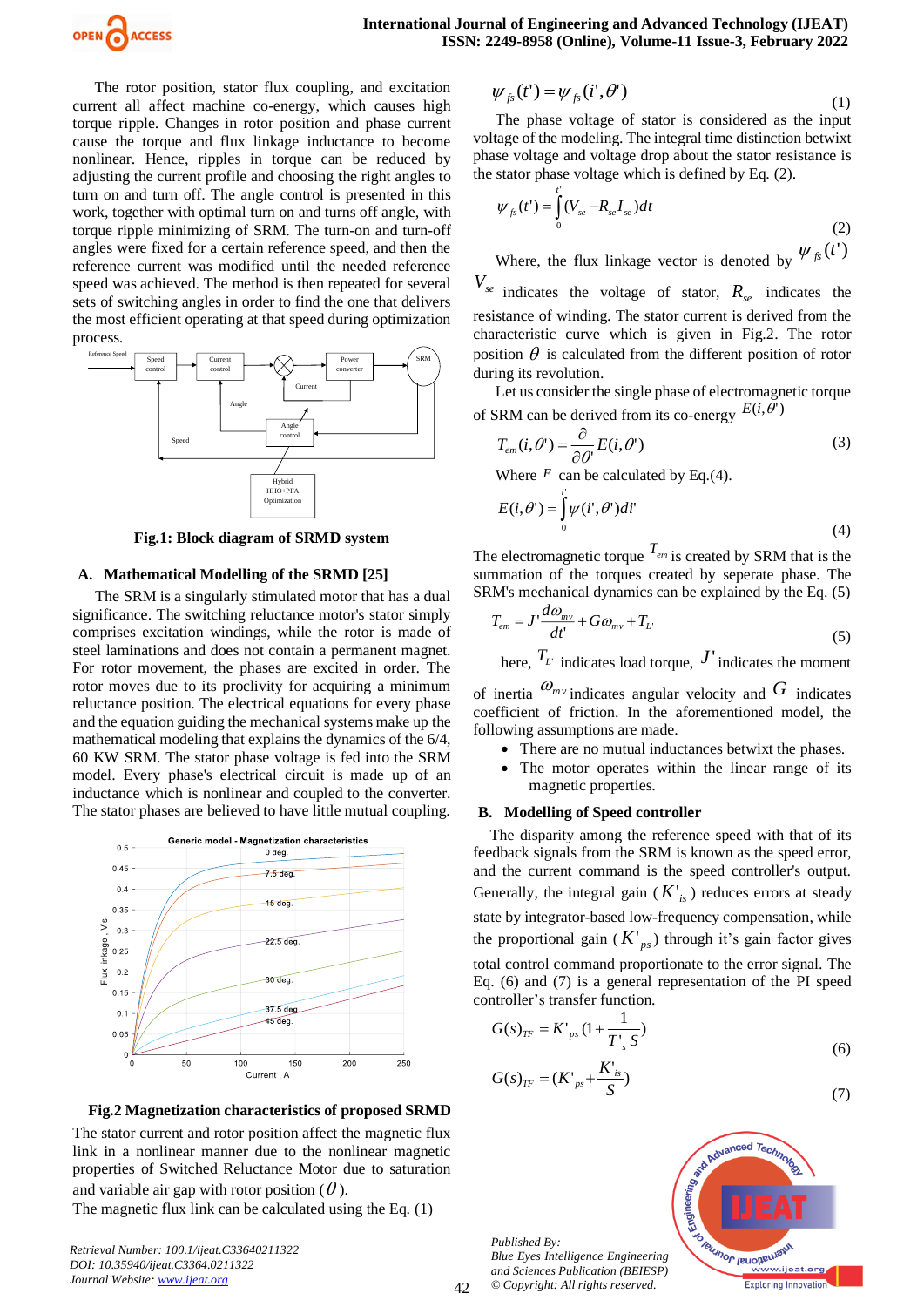The rotor position, stator flux coupling, and excitation current all affect machine co-energy, which causes high torque ripple. Changes in rotor position and phase current cause the torque and flux linkage inductance to become nonlinear. Hence, ripples in torque can be reduced by adjusting the current profile and choosing the right angles to turn on and turn off. The angle control is presented in this work, together with optimal turn on and turns off angle, with torque ripple minimizing of SRM. The turn-on and turn-off angles were fixed for a certain reference speed, and then the reference current was modified until the needed reference speed was achieved. The method is then repeated for several sets of switching angles in order to find the one that delivers the most efficient operating at that speed during optimization process.

**Fig.1: Block diagram of SRMD system**

### A. Mathematical Modelling of the SRMD [25]

The SRM is a singularly stimulated motor that has a dual significance. The switching reluctance motor's stator simply comprises excitation windings, while the rotor is made of steel laminations and does not contain a permanent magnet. For rotor movement, the phases are excited in order. The rotor moves due to its proclivity for acquiring a minimum reluctance position. The electrical equations for every phase and the equation guiding the mechanical systems make up the mathematical modeling that explains the dynamics of the 6/4, 60 KW SRM. The stator phase voltage is fed into the SRM model. Every phase's electrical circuit is made up of an inductance which is nonlinear and coupled to the converter. The stator phases are believed to have little mutual coupling.

**Fig.2 Magnetization characteristics of proposed SRMD**

The stator current and rotor position affect the magnetic flux link in a nonlinear manner due to the nonlinear magnetic properties of Switched Reluctance Motor due to saturation and variable air gap with rotor position ($\theta$).

The magnetic flux link can be calculated using the Eq. (1)

$$\psi_{fs}(t') = \psi_{fs}(i', \theta') \tag{1}$$

The phase voltage of stator is considered as the input voltage of the modeling. The integral time distinction betwixt phase voltage and voltage drop about the stator resistance is the stator phase voltage which is defined by Eq. (2).

$$\psi_{fs}(t') = \int_0^{t'} (V_{se} - R_{se} I_{se}) dt \tag{2}$$

Where, the flux linkage vector is denoted by $\psi_{fs}(t')$ $V_{se}$ indicates the voltage of stator, $R_{se}$ indicates the resistance of winding. The stator current is derived from the characteristic curve which is given in Fig.2. The rotor position $\theta$ is calculated from the different position of rotor during its revolution.

Let us consider the single phase of electromagnetic torque of SRM can be derived from its co-energy $E(i, \theta')$

$$T_{em}(i, \theta') = \frac{\partial}{\partial \theta'} E(i, \theta') \tag{3}$$

Where $E$ can be calculated by Eq.(4).

$$E(i, \theta') = \int_0^{i'} \psi(i', \theta') di' \tag{4}$$

The electromagnetic torque $T_{em}$ is created by SRM that is the summation of the torques created by seperate phase. The SRM's mechanical dynamics can be explained by the Eq. (5)

$$T_{em} = J' \frac{d\omega_{mv}}{dt'} + G\omega_{mv} + T_{L'} \tag{5}$$

here, $T_{L'}$ indicates load torque, $J'$ indicates the moment of inertia $\omega_{mv}$ indicates angular velocity and $G$ indicates coefficient of friction. In the aforementioned model, the following assumptions are made.

- There are no mutual inductances betwixt the phases.
- The motor operates within the linear range of its magnetic properties.

### B. Modelling of Speed controller

The disparity among the reference speed with that of its feedback signals from the SRM is known as the speed error, and the current command is the speed controller's output. Generally, the integral gain ($K'_{is}$) reduces errors at steady state by integrator-based low-frequency compensation, while the proportional gain ($K'_{ps}$) through it's gain factor gives total control command proportionate to the error signal. The Eq. (6) and (7) is a general representation of the PI speed controller's transfer function.

$$G(s)_{TF} = K'_{ps}\left(1 + \frac{1}{T'_s S}\right) \tag{6}$$

$$G(s)_{TF} = \left(K'_{ps} + \frac{K'_{is}}{S}\right) \tag{7}$$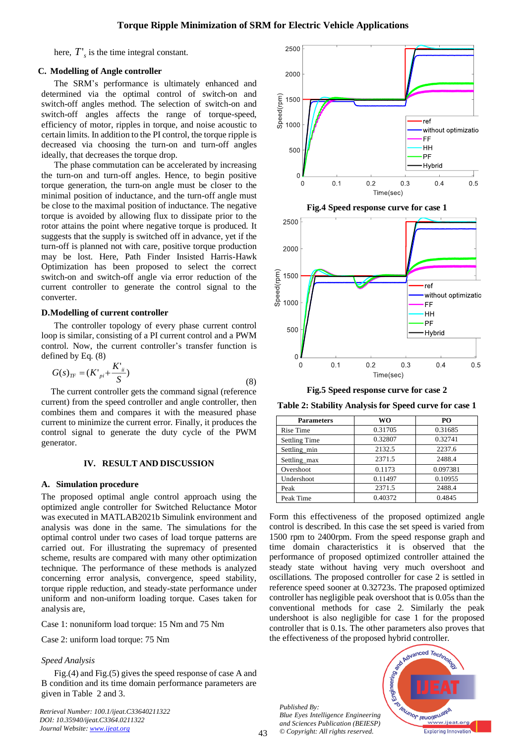here, $T'_s$ is the time integral constant.

### C. Modelling of Angle controller

The SRM's performance is ultimately enhanced and determined via the optimal control of switch-on and switch-off angles method. The selection of switch-on and switch-off angles affects the range of torque-speed, efficiency of motor, ripples in torque, and noise acoustic to certain limits. In addition to the PI control, the torque ripple is decreased via choosing the turn-on and turn-off angles ideally, that decreases the torque drop.

The phase commutation can be accelerated by increasing the turn-on and turn-off angles. Hence, to begin positive torque generation, the turn-on angle must be closer to the minimal position of inductance, and the turn-off angle must be close to the maximal position of inductance. The negative torque is avoided by allowing flux to dissipate prior to the rotor attains the point where negative torque is produced. It suggests that the supply is switched off in advance, yet if the turn-off is planned not with care, positive torque production may be lost. Here, Path Finder Insisted Harris-Hawk Optimization has been proposed to select the correct switch-on and switch-off angle via error reduction of the current controller to generate the control signal to the converter.

### D. Modelling of current controller

The controller topology of every phase current control loop is similar, consisting of a PI current control and a PWM control. Now, the current controller's transfer function is defined by Eq. (8)

$$G(s)_{TF} = (K'_{pi} + \frac{K'_{ii}}{S}) \tag{8}$$

The current controller gets the command signal (reference current) from the speed controller and angle controller, then combines them and compares it with the measured phase current to minimize the current error. Finally, it produces the control signal to generate the duty cycle of the PWM generator.

## IV. RESULT AND DISCUSSION

### A. Simulation procedure

The proposed optimal angle control approach using the optimized angle controller for Switched Reluctance Motor was executed in MATLAB2021b Simulink environment and analysis was done in the same. The simulations for the optimal control under two cases of load torque patterns are carried out. For illustrating the supremacy of presented scheme, results are compared with other optimization technique. The performance of these methods is analyzed concerning error analysis, convergence, speed stability, torque ripple reduction, and steady-state performance under uniform and non-uniform loading torque. Cases taken for analysis are,

Case 1: nonuniform load torque: 15 Nm and 75 Nm

Case 2: uniform load torque: 75 Nm

*Speed Analysis*

Fig.(4) and Fig.(5) gives the speed response of case A and B condition and its time domain performance parameters are given in Table 2 and 3.

Fig.4 Speed response curve for case 1

Fig.5 Speed response curve for case 2

**Table 2: Stability Analysis for Speed curve for case 1**

| Parameters | WO | PO |
|---|---|---|
| Rise Time | 0.31705 | 0.31685 |
| Settling Time | 0.32807 | 0.32741 |
| Settling_min | 2132.5 | 2237.6 |
| Settling_max | 2371.5 | 2488.4 |
| Overshoot | 0.1173 | 0.097381 |
| Undershoot | 0.11497 | 0.10955 |
| Peak | 2371.5 | 2488.4 |
| Peak Time | 0.40372 | 0.4845 |

Form this effectiveness of the proposed optimized angle control is described. In this case the set speed is varied from 1500 rpm to 2400rpm. From the speed response graph and time domain characteristics it is observed that the performance of proposed optimized controller attained the steady state without having very much overshoot and oscillations. The proposed controller for case 2 is settled in reference speed sooner at 0.32723s. The proposed optimized controller has negligible peak overshoot that is 0.05s than the conventional methods for case 2. Similarly the peak undershoot is also negligible for case 1 for the proposed controller that is 0.1s. The other parameters also proves that the effectiveness of the proposed hybrid controller.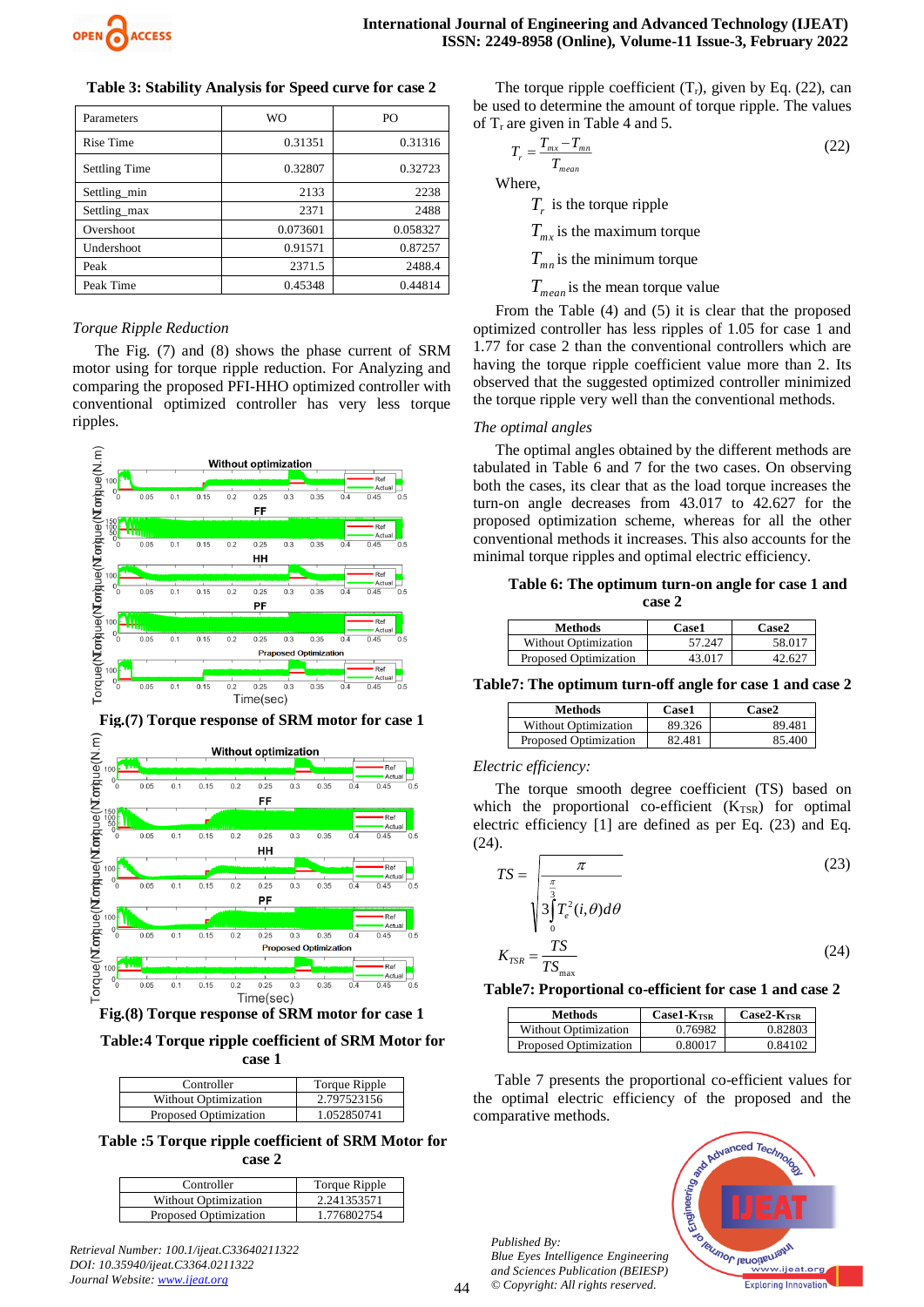**Table 3: Stability Analysis for Speed curve for case 2**

| Parameters | WO | PO |
|---|---|---|
| Rise Time | 0.31351 | 0.31316 |
| Settling Time | 0.32807 | 0.32723 |
| Settling_min | 2133 | 2238 |
| Settling_max | 2371 | 2488 |
| Overshoot | 0.073601 | 0.058327 |
| Undershoot | 0.91571 | 0.87257 |
| Peak | 2371.5 | 2488.4 |
| Peak Time | 0.45348 | 0.44814 |

*Torque Ripple Reduction*

The Fig. (7) and (8) shows the phase current of SRM motor using for torque ripple reduction. For Analyzing and comparing the proposed PFI-HHO optimized controller with conventional optimized controller has very less torque ripples.

**Fig.(7) Torque response of SRM motor for case 1**

**Fig.(8) Torque response of SRM motor for case 1**

**Table:4 Torque ripple coefficient of SRM Motor for case 1**

| Controller | Torque Ripple |
|---|---|
| Without Optimization | 2.797523156 |
| Proposed Optimization | 1.052850741 |

**Table :5 Torque ripple coefficient of SRM Motor for case 2**

| Controller | Torque Ripple |
|---|---|
| Without Optimization | 2.241353571 |
| Proposed Optimization | 1.776802754 |

The torque ripple coefficient ($T_r$), given by Eq. (22), can be used to determine the amount of torque ripple. The values of $T_r$ are given in Table 4 and 5.

$$T_r = \frac{T_{mx} - T_{mn}}{T_{mean}} \tag{22}$$

Where,

$T_r$ is the torque ripple

$T_{mx}$ is the maximum torque

$T_{mn}$ is the minimum torque

$T_{mean}$ is the mean torque value

From the Table (4) and (5) it is clear that the proposed optimized controller has less ripples of 1.05 for case 1 and 1.77 for case 2 than the conventional controllers which are having the torque ripple coefficient value more than 2. Its observed that the suggested optimized controller minimized the torque ripple very well than the conventional methods.

*The optimal angles*

The optimal angles obtained by the different methods are tabulated in Table 6 and 7 for the two cases. On observing both the cases, its clear that as the load torque increases the turn-on angle decreases from 43.017 to 42.627 for the proposed optimization scheme, whereas for all the other conventional methods it increases. This also accounts for the minimal torque ripples and optimal electric efficiency.

**Table 6: The optimum turn-on angle for case 1 and case 2**

| Methods | Case1 | Case2 |
|---|---|---|
| Without Optimization | 57.247 | 58.017 |
| Proposed Optimization | 43.017 | 42.627 |

**Table7: The optimum turn-off angle for case 1 and case 2**

| Methods | Case1 | Case2 |
|---|---|---|
| Without Optimization | 89.326 | 89.481 |
| Proposed Optimization | 82.481 | 85.400 |

*Electric efficiency:*

The torque smooth degree coefficient (TS) based on which the proportional co-efficient ($K_{TSR}$) for optimal electric efficiency [1] are defined as per Eq. (23) and Eq. (24).

$$TS = \frac{\pi}{\sqrt{3\int_0^{\frac{\pi}{3}} T_e^2(i,\theta)d\theta}} \tag{23}$$

$$K_{TSR} = \frac{TS}{TS_{\max}} \tag{24}$$

**Table7: Proportional co-efficient for case 1 and case 2**

| Methods | Case1-$K_{TSR}$ | Case2-$K_{TSR}$ |
|---|---|---|
| Without Optimization | 0.76982 | 0.82803 |
| Proposed Optimization | 0.80017 | 0.84102 |

Table 7 presents the proportional co-efficient values for the optimal electric efficiency of the proposed and the comparative methods.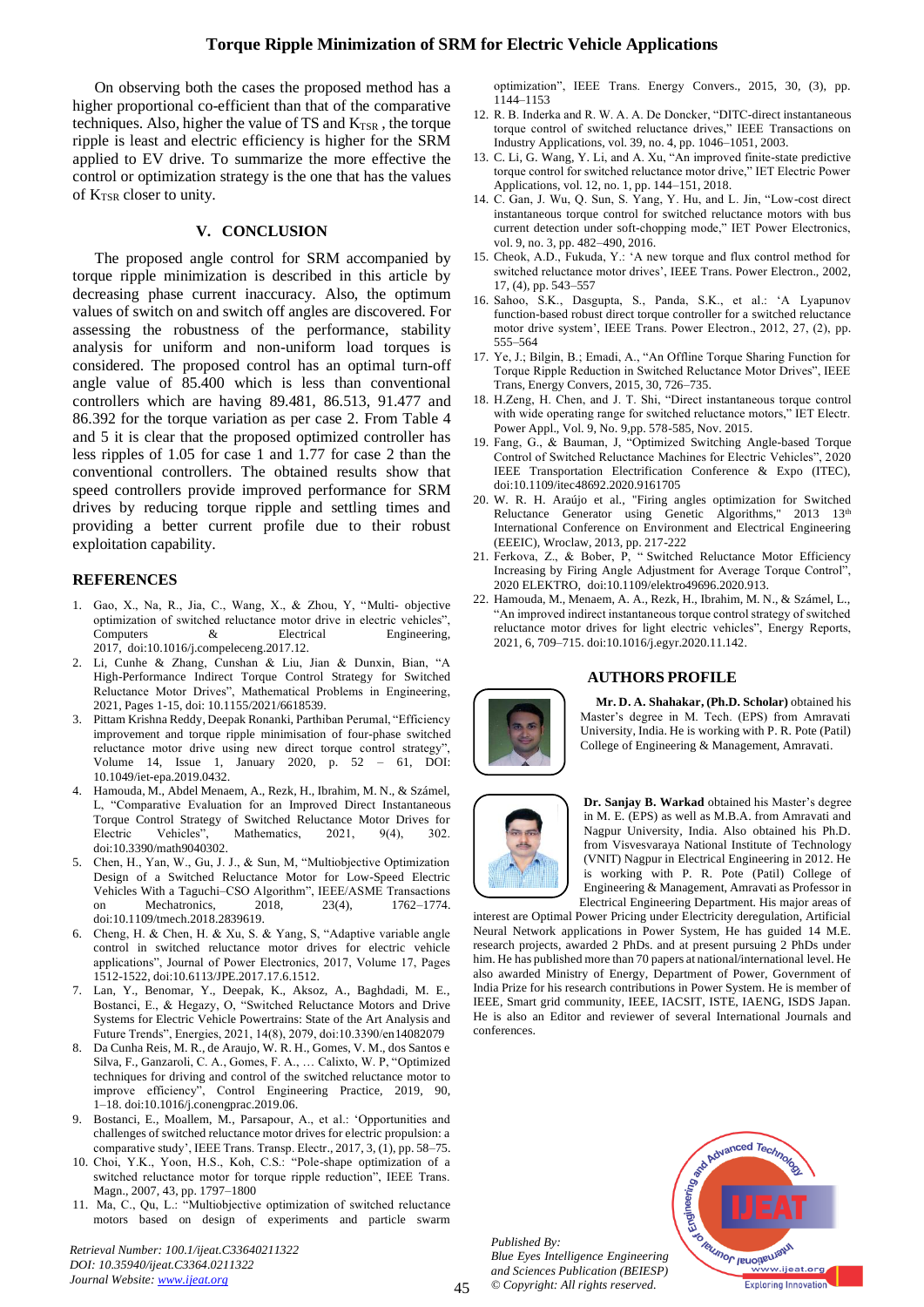On observing both the cases the proposed method has a higher proportional co-efficient than that of the comparative techniques. Also, higher the value of TS and $K_{TSR}$ , the torque ripple is least and electric efficiency is higher for the SRM applied to EV drive. To summarize the more effective the control or optimization strategy is the one that has the values of $K_{TSR}$ closer to unity.

## V. CONCLUSION

The proposed angle control for SRM accompanied by torque ripple minimization is described in this article by decreasing phase current inaccuracy. Also, the optimum values of switch on and switch off angles are discovered. For assessing the robustness of the performance, stability analysis for uniform and non-uniform load torques is considered. The proposed control has an optimal turn-off angle value of 85.400 which is less than conventional controllers which are having 89.481, 86.513, 91.477 and 86.392 for the torque variation as per case 2. From Table 4 and 5 it is clear that the proposed optimized controller has less ripples of 1.05 for case 1 and 1.77 for case 2 than the conventional controllers. The obtained results show that speed controllers provide improved performance for SRM drives by reducing torque ripple and settling times and providing a better current profile due to their robust exploitation capability.

## REFERENCES

1. Gao, X., Na, R., Jia, C., Wang, X., & Zhou, Y, "Multi- objective optimization of switched reluctance motor drive in electric vehicles", Computers & Electrical Engineering, 2017, doi:10.1016/j.compeleceng.2017.12.
2. Li, Cunhe & Zhang, Cunshan & Liu, Jian & Dunxin, Bian, "A High-Performance Indirect Torque Control Strategy for Switched Reluctance Motor Drives", Mathematical Problems in Engineering, 2021, Pages 1-15, doi: 10.1155/2021/6618539.
3. Pittam Krishna Reddy, Deepak Ronanki, Parthiban Perumal, "Efficiency improvement and torque ripple minimisation of four-phase switched reluctance motor drive using new direct torque control strategy", Volume 14, Issue 1, January 2020, p. 52 – 61, DOI: 10.1049/iet-epa.2019.0432.
4. Hamouda, M., Abdel Menaem, A., Rezk, H., Ibrahim, M. N., & Számel, L, "Comparative Evaluation for an Improved Direct Instantaneous Torque Control Strategy of Switched Reluctance Motor Drives for Electric Vehicles", Mathematics, 2021, 9(4), 302. doi:10.3390/math9040302.
5. Chen, H., Yan, W., Gu, J. J., & Sun, M, "Multiobjective Optimization Design of a Switched Reluctance Motor for Low-Speed Electric Vehicles With a Taguchi–CSO Algorithm", IEEE/ASME Transactions on Mechatronics, 2018, 23(4), 1762–1774. doi:10.1109/tmech.2018.2839619.
6. Cheng, H. & Chen, H. & Xu, S. & Yang, S, "Adaptive variable angle control in switched reluctance motor drives for electric vehicle applications", Journal of Power Electronics, 2017, Volume 17, Pages 1512-1522, doi:10.6113/JPE.2017.17.6.1512.
7. Lan, Y., Benomar, Y., Deepak, K., Aksoz, A., Baghdadi, M. E., Bostanci, E., & Hegazy, O, "Switched Reluctance Motors and Drive Systems for Electric Vehicle Powertrains: State of the Art Analysis and Future Trends", Energies, 2021, 14(8), 2079, doi:10.3390/en14082079
8. Da Cunha Reis, M. R., de Araujo, W. R. H., Gomes, V. M., dos Santos e Silva, F., Ganzaroli, C. A., Gomes, F. A., … Calixto, W. P, "Optimized techniques for driving and control of the switched reluctance motor to improve efficiency", Control Engineering Practice, 2019, 90, 1–18. doi:10.1016/j.conengprac.2019.06.
9. Bostanci, E., Moallem, M., Parsapour, A., et al.: 'Opportunities and challenges of switched reluctance motor drives for electric propulsion: a comparative study', IEEE Trans. Transp. Electr., 2017, 3, (1), pp. 58–75.
10. Choi, Y.K., Yoon, H.S., Koh, C.S.: "Pole-shape optimization of a switched reluctance motor for torque ripple reduction", IEEE Trans. Magn., 2007, 43, pp. 1797–1800
11. Ma, C., Qu, L.: "Multiobjective optimization of switched reluctance motors based on design of experiments and particle swarm optimization", IEEE Trans. Energy Convers., 2015, 30, (3), pp. 1144–1153
12. R. B. Inderka and R. W. A. A. De Doncker, "DITC-direct instantaneous torque control of switched reluctance drives," IEEE Transactions on Industry Applications, vol. 39, no. 4, pp. 1046–1051, 2003.
13. C. Li, G. Wang, Y. Li, and A. Xu, "An improved finite-state predictive torque control for switched reluctance motor drive," IET Electric Power Applications, vol. 12, no. 1, pp. 144–151, 2018.
14. C. Gan, J. Wu, Q. Sun, S. Yang, Y. Hu, and L. Jin, "Low-cost direct instantaneous torque control for switched reluctance motors with bus current detection under soft-chopping mode," IET Power Electronics, vol. 9, no. 3, pp. 482–490, 2016.
15. Cheok, A.D., Fukuda, Y.: 'A new torque and flux control method for switched reluctance motor drives', IEEE Trans. Power Electron., 2002, 17, (4), pp. 543–557
16. Sahoo, S.K., Dasgupta, S., Panda, S.K., et al.: 'A Lyapunov function-based robust direct torque controller for a switched reluctance motor drive system', IEEE Trans. Power Electron., 2012, 27, (2), pp. 555–564
17. Ye, J.; Bilgin, B.; Emadi, A., "An Offline Torque Sharing Function for Torque Ripple Reduction in Switched Reluctance Motor Drives", IEEE Trans, Energy Convers, 2015, 30, 726–735.
18. H.Zeng, H. Chen, and J. T. Shi, "Direct instantaneous torque control with wide operating range for switched reluctance motors," IET Electr. Power Appl., Vol. 9, No. 9,pp. 578-585, Nov. 2015.
19. Fang, G., & Bauman, J, "Optimized Switching Angle-based Torque Control of Switched Reluctance Machines for Electric Vehicles", 2020 IEEE Transportation Electrification Conference & Expo (ITEC), doi:10.1109/itec48692.2020.9161705
20. W. R. H. Araújo et al., "Firing angles optimization for Switched Reluctance Generator using Genetic Algorithms," 2013 13th International Conference on Environment and Electrical Engineering (EEEIC), Wroclaw, 2013, pp. 217-222
21. Ferkova, Z., & Bober, P, " Switched Reluctance Motor Efficiency Increasing by Firing Angle Adjustment for Average Torque Control", 2020 ELEKTRO, doi:10.1109/elektro49696.2020.913.
22. Hamouda, M., Menaem, A. A., Rezk, H., Ibrahim, M. N., & Számel, L., "An improved indirect instantaneous torque control strategy of switched reluctance motor drives for light electric vehicles", Energy Reports, 2021, 6, 709–715. doi:10.1016/j.egyr.2020.11.142.

## AUTHORS PROFILE

**Mr. D. A. Shahakar, (Ph.D. Scholar)** obtained his Master's degree in M. Tech. (EPS) from Amravati University, India. He is working with P. R. Pote (Patil) College of Engineering & Management, Amravati.

**Dr. Sanjay B. Warkad** obtained his Master's degree in M. E. (EPS) as well as M.B.A. from Amravati and Nagpur University, India. Also obtained his Ph.D. from Visvesvaraya National Institute of Technology (VNIT) Nagpur in Electrical Engineering in 2012. He is working with P. R. Pote (Patil) College of Engineering & Management, Amravati as Professor in Electrical Engineering Department. His major areas of interest are Optimal Power Pricing under Electricity deregulation, Artificial Neural Network applications in Power System, He has guided 14 M.E. research projects, awarded 2 PhDs. and at present pursuing 2 PhDs under him. He has published more than 70 papers at national/international level. He also awarded Ministry of Energy, Department of Power, Government of India Prize for his research contributions in Power System. He is member of IEEE, Smart grid community, IEEE, IACSIT, ISTE, IAENG, ISDS Japan. He is also an Editor and reviewer of several International Journals and conferences.